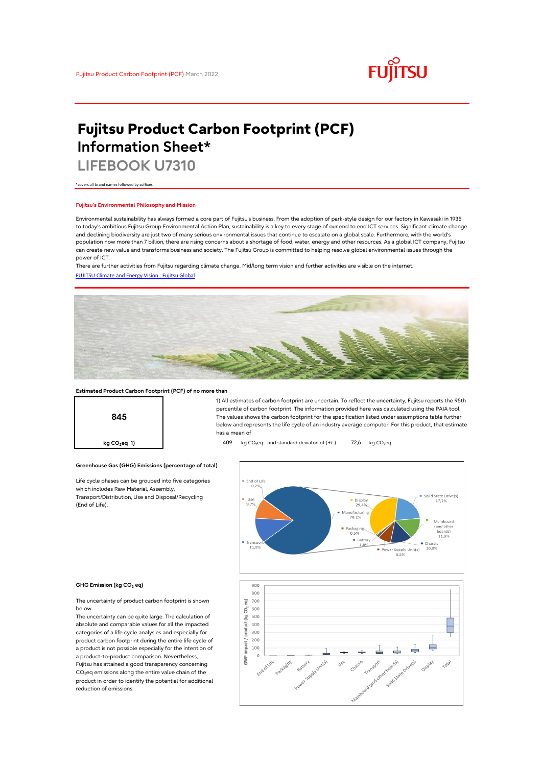Fujitsu Product Carbon Footprint (PCF) March 2022

# Fujitsu Product Carbon Footprint (PCF) Information Sheet*

## LIFEBOOK U7310

*covers all brand names followed by suffixes

### Fujitsu's Environmental Philosophy and Mission

Environmental sustainability has always formed a core part of Fujitsu's business. From the adoption of park-style design for our factory in Kawasaki in 1935 to today's ambitious Fujitsu Group Environmental Action Plan, sustainability is a key to every stage of our end to end ICT services. Significant climate change and declining biodiversity are just two of many serious environmental issues that continue to escalate on a global scale. Furthermore, with the world's population now more than 7 billion, there are rising concerns about a shortage of food, water, energy and other resources. As a global ICT company, Fujitsu can create new value and transforms business and society. The Fujitsu Group is committed to helping resolve global environmental issues through the power of ICT.

There are further activities from Fujitsu regarding climate change. Mid/long term vision and further activities are visible on the internet.

FUJITSU Climate and Energy Vision : Fujitsu Global

### Estimated Product Carbon Footprint (PCF) of no more than

**845**

kg $CO_2eq$ 1)

1) All estimates of carbon footprint are uncertain. To reflect the uncertainty, Fujitsu reports the 95th percentile of carbon footprint. The information provided here was calculated using the PAIA tool. The values shows the carbon footprint for the specification listed under assumptions table further below and represents the life cycle of an industry average computer. For this product, that estimate has a mean of

409 kg $CO_2eq$ and standard deviaton of (+/-) 72,6 kg $CO_2eq$

### Greenhouse Gas (GHG) Emissions (percentage of total)

Life cycle phases can be grouped into five categories which includes Raw Material, Assembly, Transport/Distribution, Use and Disposal/Recycling (End of Life).

End of Life 0,2%; Use 9,7%; Transport 11,9%; Manufacturing 78,2%

Display 29,4%; Solid State Drive(s) 17,2%; Mainboard (and other boards) 11,9%; Chassis 10,9%; Power Supply Unit(s) 6,5%; Battery 1,8%; Packaging 0,5%

### GHG Emission (kg $CO_2$ eq)

The uncertainty of product carbon footprint is shown below.

The uncertainty can be quite large. The calculation of absolute and comparable values for all the impacted categories of a life cycle analysies and especially for product carbon footprint during the entire life cycle of a product is not possible especially for the intention of a product-to-product comparison. Nevertheless, Fujitsu has attained a good transparency concerning $CO_2$eq emissions along the entire value chain of the product in order to identify the potential for additional reduction of emissions.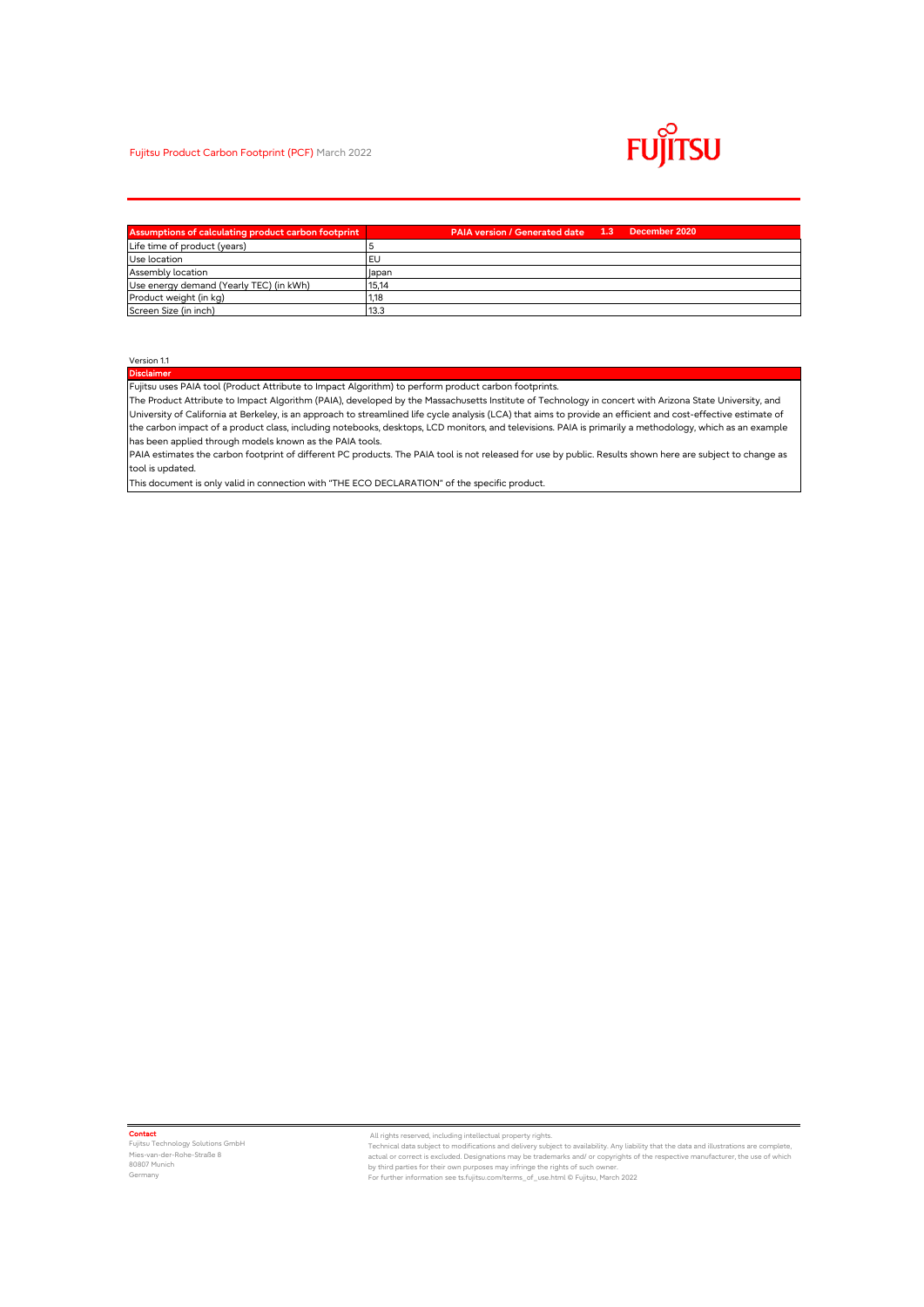Fujitsu Product Carbon Footprint (PCF) March 2022

| Assumptions of calculating product carbon footprint | PAIA version / Generated date 1.3 December 2020 |
|---|---|
| Life time of product (years) | 5 |
| Use location | EU |
| Assembly location | Japan |
| Use energy demand (Yearly TEC) (in kWh) | 15,14 |
| Product weight (in kg) | 1,18 |
| Screen Size (in inch) | 13.3 |

Version 1.1

**Disclaimer**

Fujitsu uses PAIA tool (Product Attribute to Impact Algorithm) to perform product carbon footprints.
The Product Attribute to Impact Algorithm (PAIA), developed by the Massachusetts Institute of Technology in concert with Arizona State University, and University of California at Berkeley, is an approach to streamlined life cycle analysis (LCA) that aims to provide an efficient and cost-effective estimate of the carbon impact of a product class, including notebooks, desktops, LCD monitors, and televisions. PAIA is primarily a methodology, which as an example has been applied through models known as the PAIA tools.
PAIA estimates the carbon footprint of different PC products. The PAIA tool is not released for use by public. Results shown here are subject to change as tool is updated.
This document is only valid in connection with "THE ECO DECLARATION" of the specific product.

**Contact**
Fujitsu Technology Solutions GmbH
Mies-van-der-Rohe-Straße 8
80807 Munich
Germany

All rights reserved, including intellectual property rights.
Technical data subject to modifications and delivery subject to availability. Any liability that the data and illustrations are complete, actual or correct is excluded. Designations may be trademarks and/ or copyrights of the respective manufacturer, the use of which by third parties for their own purposes may infringe the rights of such owner.
For further information see ts.fujitsu.com/terms_of_use.html © Fujitsu, March 2022